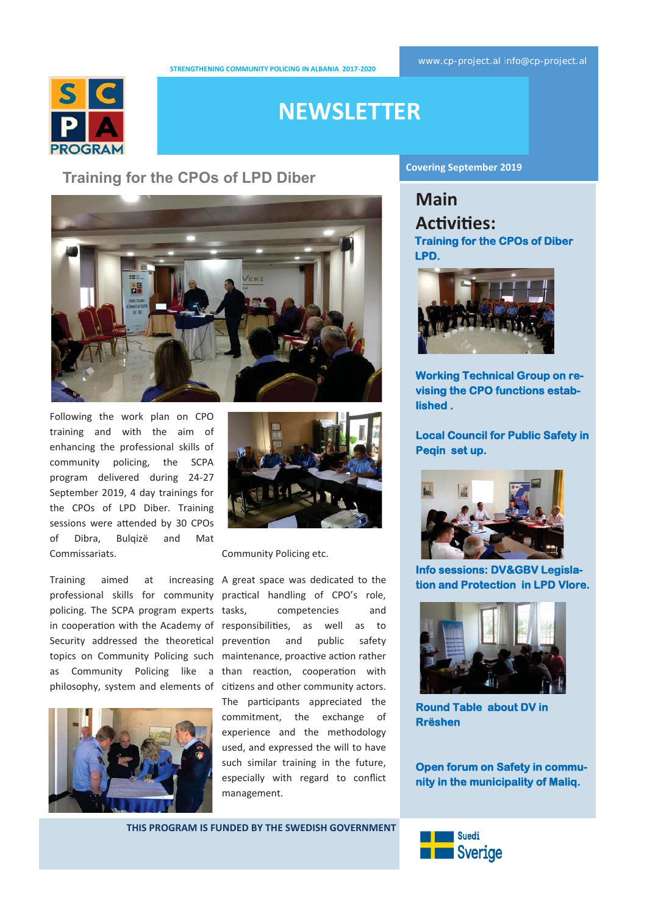STRENGTHENING COMMUNITY POLICING IN ALBANIA 2017-2020

www.cp-project.al info@cp-project.al

# NEWSLETTER

Covering September 2019

## Training for the CPOs of LPD Diber

Following the work plan on CPO training and with the aim of enhancing the professional skills of community policing, the SCPA program delivered during 24-27 September 2019, 4 day trainings for the CPOs of LPD Diber. Training sessions were attended by 30 CPOs of Dibra, Bulqizë and Mat Commissariats.

Training aimed at increasing professional skills for community policing. The SCPA program experts in cooperation with the Academy of Security addressed the theoretical topics on Community Policing such as Community Policing like a philosophy, system and elements of Community Policing etc.

A great space was dedicated to the practical handling of CPO's role, tasks, competencies and responsibilities, as well as to prevention and public safety maintenance, proactive action rather than reaction, cooperation with citizens and other community actors. The participants appreciated the commitment, the exchange of experience and the methodology used, and expressed the will to have such similar training in the future, especially with regard to conflict management.

## Main Activities:

**Training for the CPOs of Diber LPD.**

**Working Technical Group on revising the CPO functions established .**

**Local Council for Public Safety in Peqin set up.**

**Info sessions: DV&GBV Legislation and Protection in LPD Vlore.**

**Round Table about DV in Rrëshen**

**Open forum on Safety in community in the municipality of Maliq.**

THIS PROGRAM IS FUNDED BY THE SWEDISH GOVERNMENT

Suedi Sverige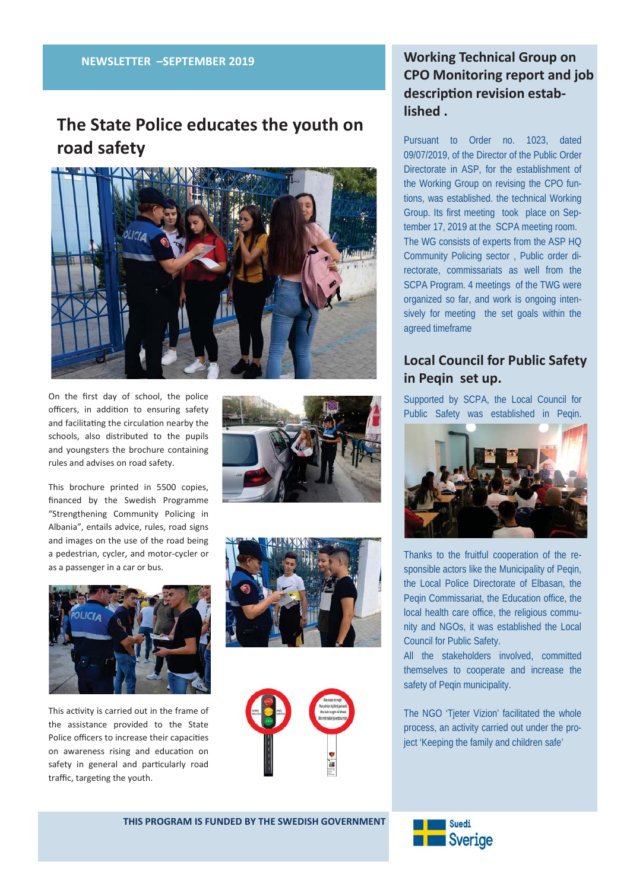NEWSLETTER –SEPTEMBER 2019

# The State Police educates the youth on road safety

On the first day of school, the police officers, in addition to ensuring safety and facilitating the circulation nearby the schools, also distributed to the pupils and youngsters the brochure containing rules and advises on road safety.

This brochure printed in 5500 copies, financed by the Swedish Programme "Strengthening Community Policing in Albania", entails advice, rules, road signs and images on the use of the road being a pedestrian, cycler, and motor-cycler or as a passenger in a car or bus.

This activity is carried out in the frame of the assistance provided to the State Police officers to increase their capacities on awareness rising and education on safety in general and particularly road traffic, targeting the youth.

## Working Technical Group on CPO Monitoring report and job description revision established .

Pursuant to Order no. 1023, dated 09/07/2019, of the Director of the Public Order Directorate in ASP, for the establishment of the Working Group on revising the CPO functions, was established. the technical Working Group. Its first meeting took place on September 17, 2019 at the SCPA meeting room. The WG consists of experts from the ASP HQ Community Policing sector , Public order directorate, commissariats as well from the SCPA Program. 4 meetings of the TWG were organized so far, and work is ongoing intensively for meeting the set goals within the agreed timeframe

## Local Council for Public Safety in Peqin set up.

Supported by SCPA, the Local Council for Public Safety was established in Peqin.

Thanks to the fruitful cooperation of the responsible actors like the Municipality of Peqin, the Local Police Directorate of Elbasan, the Peqin Commissariat, the Education office, the local health care office, the religious community and NGOs, it was established the Local Council for Public Safety.

All the stakeholders involved, committed themselves to cooperate and increase the safety of Peqin municipality.

The NGO 'Tjeter Vizion' facilitated the whole process, an activity carried out under the project 'Keeping the family and children safe'

THIS PROGRAM IS FUNDED BY THE SWEDISH GOVERNMENT

Suedi
Sverige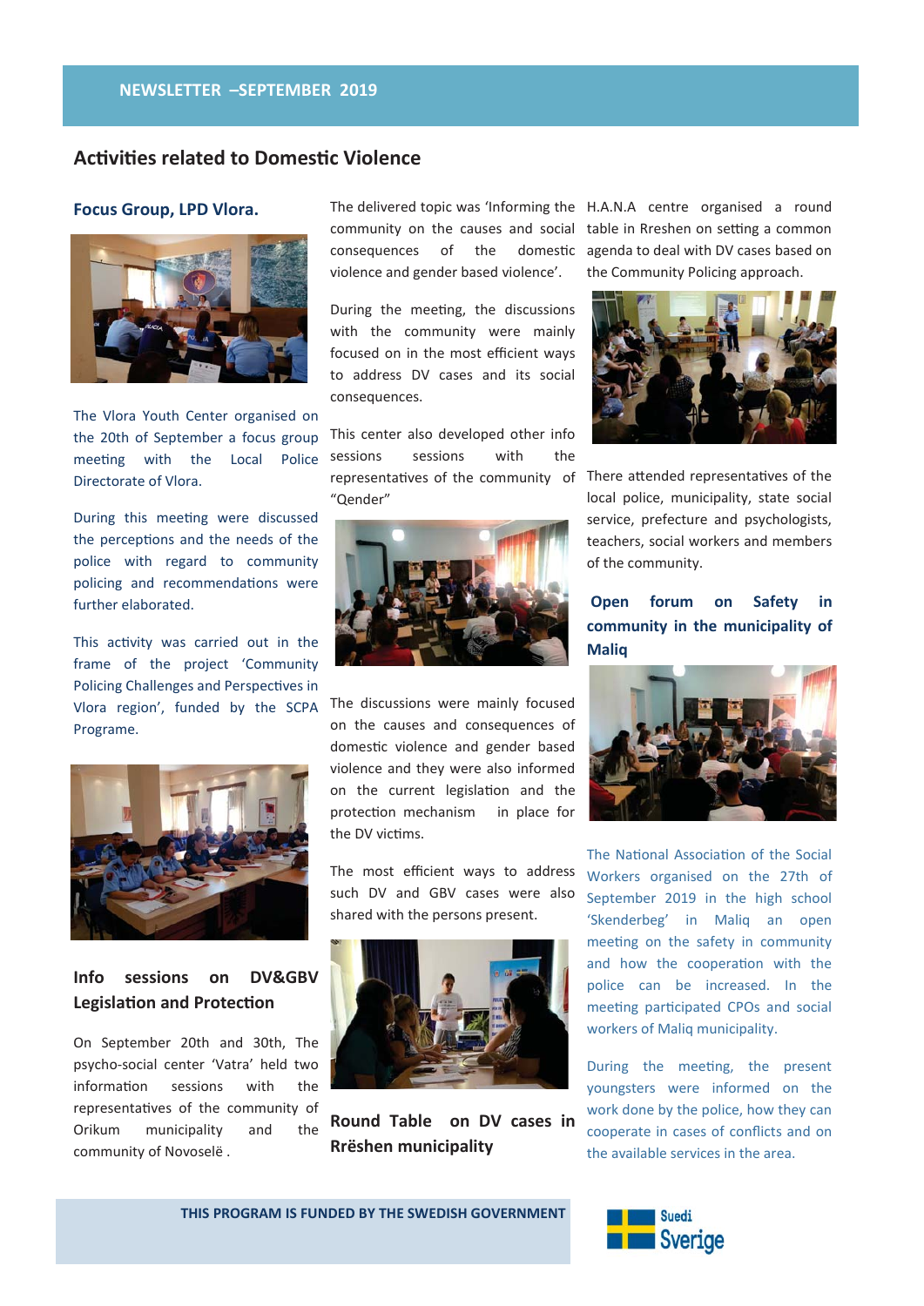NEWSLETTER –SEPTEMBER 2019

# Activities related to Domestic Violence

## Focus Group, LPD Vlora.

The Vlora Youth Center organised on the 20th of September a focus group meeting with the Local Police Directorate of Vlora.

During this meeting were discussed the perceptions and the needs of the police with regard to community policing and recommendations were further elaborated.

This activity was carried out in the frame of the project 'Community Policing Challenges and Perspectives in Vlora region', funded by the SCPA Programe.

## Info sessions on DV&GBV Legislation and Protection

On September 20th and 30th, The psycho-social center 'Vatra' held two information sessions with the representatives of the community of Orikum municipality and the community of Novoselë .

The delivered topic was 'Informing the community on the causes and social consequences of the domestic violence and gender based violence'.

During the meeting, the discussions with the community were mainly focused on in the most efficient ways to address DV cases and its social consequences.

This center also developed other info sessions sessions with the representatives of the community of "Qender"

The discussions were mainly focused on the causes and consequences of domestic violence and gender based violence and they were also informed on the current legislation and the protection mechanism in place for the DV victims.

The most efficient ways to address such DV and GBV cases were also shared with the persons present.

## Round Table on DV cases in Rrëshen municipality

H.A.N.A centre organised a round table in Rreshen on setting a common agenda to deal with DV cases based on the Community Policing approach.

There attended representatives of the local police, municipality, state social service, prefecture and psychologists, teachers, social workers and members of the community.

## Open forum on Safety in community in the municipality of Maliq

The National Association of the Social Workers organised on the 27th of September 2019 in the high school 'Skenderbeg' in Maliq an open meeting on the safety in community and how the cooperation with the police can be increased. In the meeting participated CPOs and social workers of Maliq municipality.

During the meeting, the present youngsters were informed on the work done by the police, how they can cooperate in cases of conflicts and on the available services in the area.

THIS PROGRAM IS FUNDED BY THE SWEDISH GOVERNMENT

Suedi Sverige